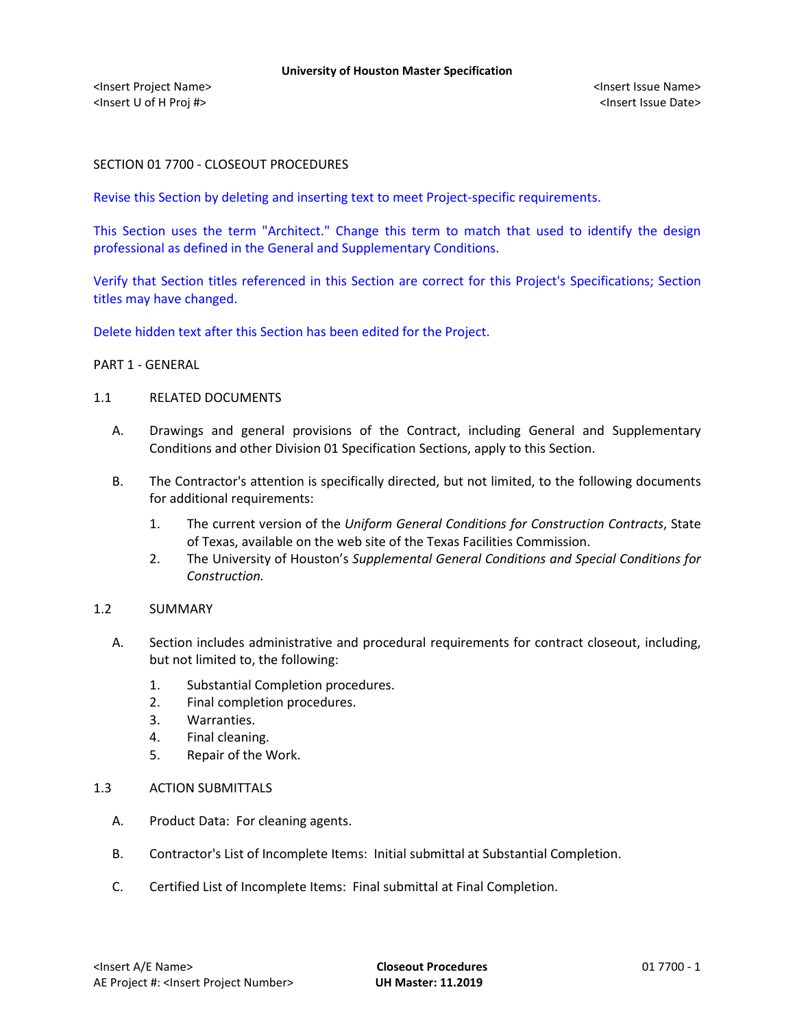SECTION 01 7700 - CLOSEOUT PROCEDURES

Revise this Section by deleting and inserting text to meet Project-specific requirements.

This Section uses the term "Architect." Change this term to match that used to identify the design professional as defined in the General and Supplementary Conditions.

Verify that Section titles referenced in this Section are correct for this Project's Specifications; Section titles may have changed.

Delete hidden text after this Section has been edited for the Project.

## PART 1 - GENERAL

### 1.1 RELATED DOCUMENTS

A. Drawings and general provisions of the Contract, including General and Supplementary Conditions and other Division 01 Specification Sections, apply to this Section.

B. The Contractor's attention is specifically directed, but not limited, to the following documents for additional requirements:

1. The current version of the *Uniform General Conditions for Construction Contracts*, State of Texas, available on the web site of the Texas Facilities Commission.
2. The University of Houston's *Supplemental General Conditions and Special Conditions for Construction.*

### 1.2 SUMMARY

A. Section includes administrative and procedural requirements for contract closeout, including, but not limited to, the following:

1. Substantial Completion procedures.
2. Final completion procedures.
3. Warranties.
4. Final cleaning.
5. Repair of the Work.

### 1.3 ACTION SUBMITTALS

A. Product Data: For cleaning agents.

B. Contractor's List of Incomplete Items: Initial submittal at Substantial Completion.

C. Certified List of Incomplete Items: Final submittal at Final Completion.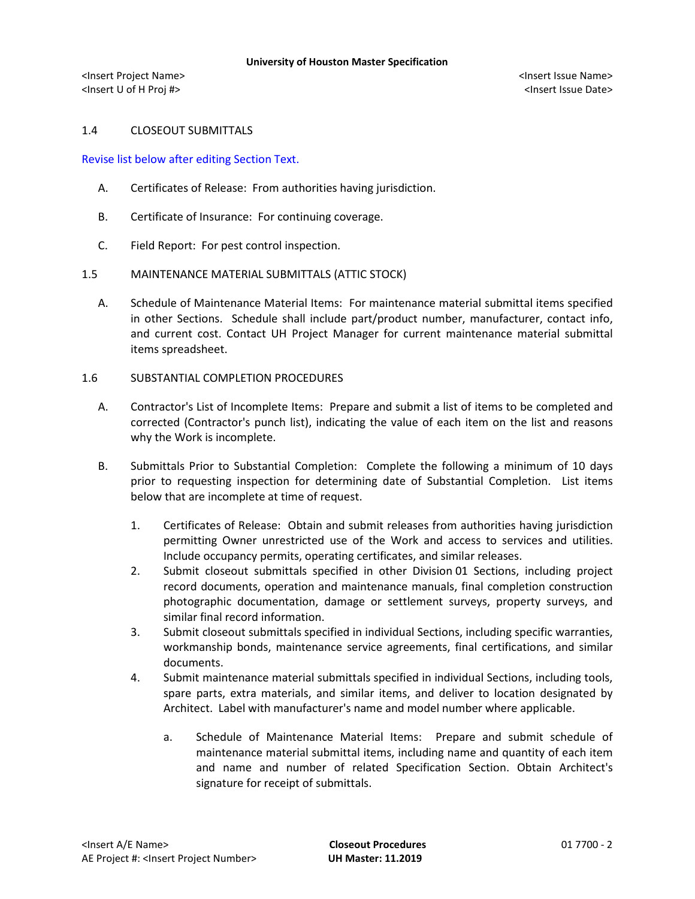## 1.4 CLOSEOUT SUBMITTALS

Revise list below after editing Section Text.

A. Certificates of Release: From authorities having jurisdiction.

B. Certificate of Insurance: For continuing coverage.

C. Field Report: For pest control inspection.

## 1.5 MAINTENANCE MATERIAL SUBMITTALS (ATTIC STOCK)

A. Schedule of Maintenance Material Items: For maintenance material submittal items specified in other Sections. Schedule shall include part/product number, manufacturer, contact info, and current cost. Contact UH Project Manager for current maintenance material submittal items spreadsheet.

## 1.6 SUBSTANTIAL COMPLETION PROCEDURES

A. Contractor's List of Incomplete Items: Prepare and submit a list of items to be completed and corrected (Contractor's punch list), indicating the value of each item on the list and reasons why the Work is incomplete.

B. Submittals Prior to Substantial Completion: Complete the following a minimum of 10 days prior to requesting inspection for determining date of Substantial Completion. List items below that are incomplete at time of request.

1. Certificates of Release: Obtain and submit releases from authorities having jurisdiction permitting Owner unrestricted use of the Work and access to services and utilities. Include occupancy permits, operating certificates, and similar releases.
2. Submit closeout submittals specified in other Division 01 Sections, including project record documents, operation and maintenance manuals, final completion construction photographic documentation, damage or settlement surveys, property surveys, and similar final record information.
3. Submit closeout submittals specified in individual Sections, including specific warranties, workmanship bonds, maintenance service agreements, final certifications, and similar documents.
4. Submit maintenance material submittals specified in individual Sections, including tools, spare parts, extra materials, and similar items, and deliver to location designated by Architect. Label with manufacturer's name and model number where applicable.

   a. Schedule of Maintenance Material Items: Prepare and submit schedule of maintenance material submittal items, including name and quantity of each item and name and number of related Specification Section. Obtain Architect's signature for receipt of submittals.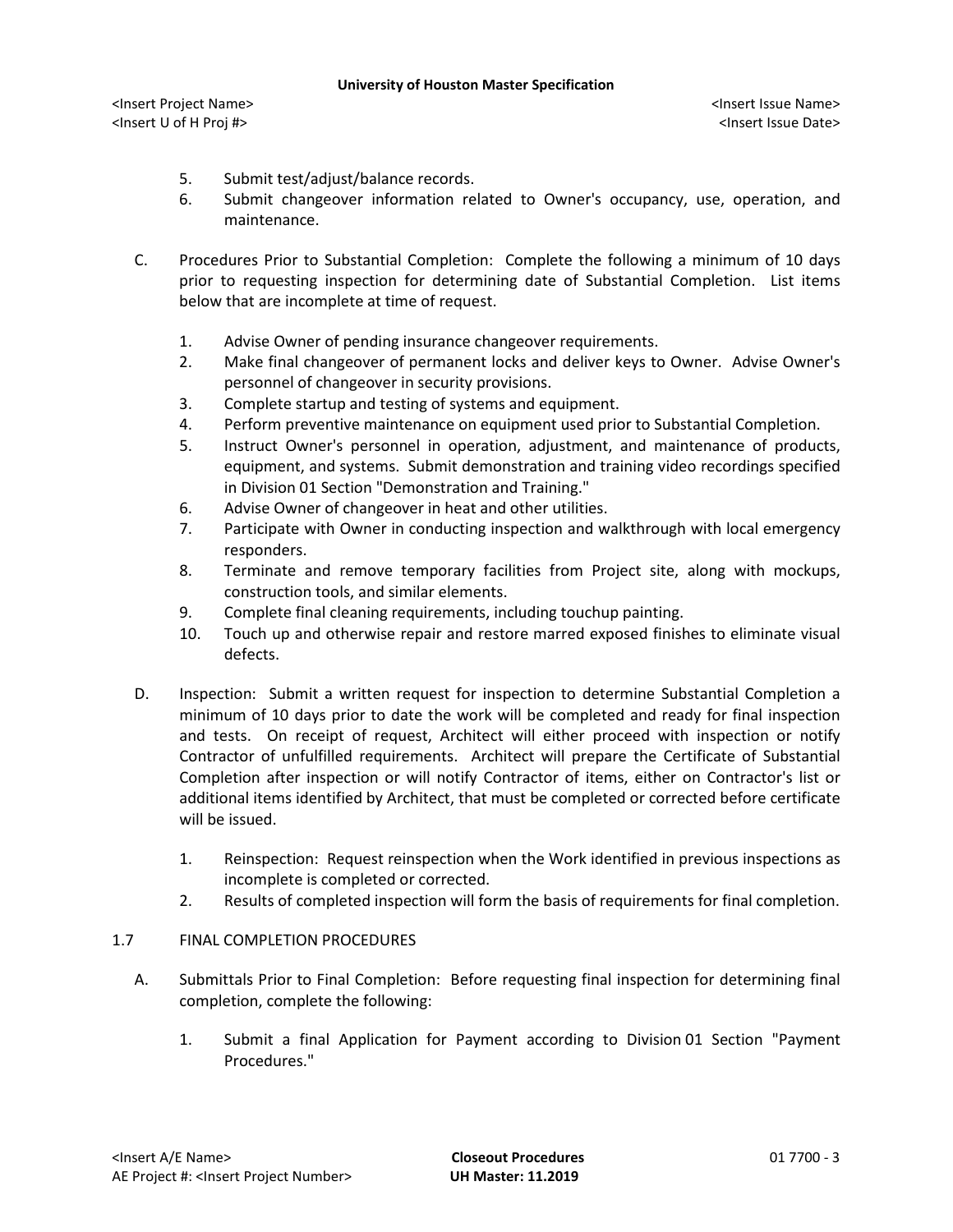5. Submit test/adjust/balance records.
6. Submit changeover information related to Owner's occupancy, use, operation, and maintenance.

C. Procedures Prior to Substantial Completion: Complete the following a minimum of 10 days prior to requesting inspection for determining date of Substantial Completion. List items below that are incomplete at time of request.

1. Advise Owner of pending insurance changeover requirements.
2. Make final changeover of permanent locks and deliver keys to Owner. Advise Owner's personnel of changeover in security provisions.
3. Complete startup and testing of systems and equipment.
4. Perform preventive maintenance on equipment used prior to Substantial Completion.
5. Instruct Owner's personnel in operation, adjustment, and maintenance of products, equipment, and systems. Submit demonstration and training video recordings specified in Division 01 Section "Demonstration and Training."
6. Advise Owner of changeover in heat and other utilities.
7. Participate with Owner in conducting inspection and walkthrough with local emergency responders.
8. Terminate and remove temporary facilities from Project site, along with mockups, construction tools, and similar elements.
9. Complete final cleaning requirements, including touchup painting.
10. Touch up and otherwise repair and restore marred exposed finishes to eliminate visual defects.

D. Inspection: Submit a written request for inspection to determine Substantial Completion a minimum of 10 days prior to date the work will be completed and ready for final inspection and tests. On receipt of request, Architect will either proceed with inspection or notify Contractor of unfulfilled requirements. Architect will prepare the Certificate of Substantial Completion after inspection or will notify Contractor of items, either on Contractor's list or additional items identified by Architect, that must be completed or corrected before certificate will be issued.

1. Reinspection: Request reinspection when the Work identified in previous inspections as incomplete is completed or corrected.
2. Results of completed inspection will form the basis of requirements for final completion.

## 1.7 FINAL COMPLETION PROCEDURES

A. Submittals Prior to Final Completion: Before requesting final inspection for determining final completion, complete the following:

1. Submit a final Application for Payment according to Division 01 Section "Payment Procedures."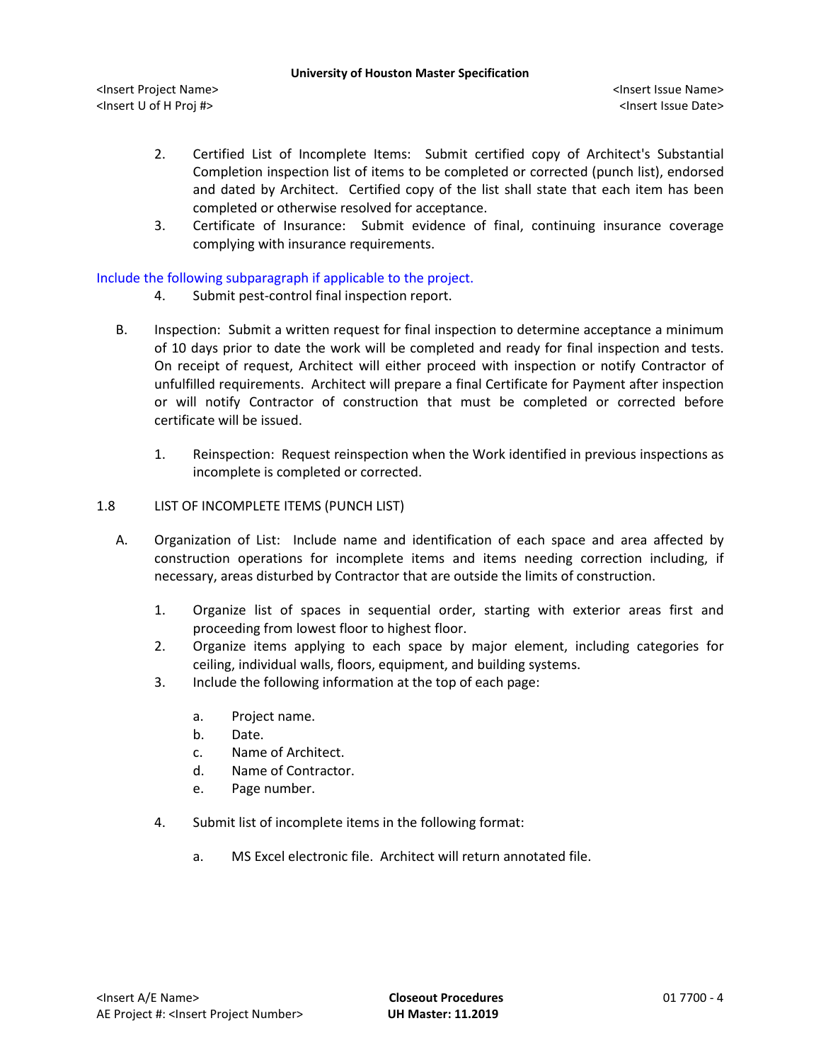2. Certified List of Incomplete Items: Submit certified copy of Architect's Substantial Completion inspection list of items to be completed or corrected (punch list), endorsed and dated by Architect. Certified copy of the list shall state that each item has been completed or otherwise resolved for acceptance.
3. Certificate of Insurance: Submit evidence of final, continuing insurance coverage complying with insurance requirements.

Include the following subparagraph if applicable to the project.

4. Submit pest-control final inspection report.

B. Inspection: Submit a written request for final inspection to determine acceptance a minimum of 10 days prior to date the work will be completed and ready for final inspection and tests. On receipt of request, Architect will either proceed with inspection or notify Contractor of unfulfilled requirements. Architect will prepare a final Certificate for Payment after inspection or will notify Contractor of construction that must be completed or corrected before certificate will be issued.

   1. Reinspection: Request reinspection when the Work identified in previous inspections as incomplete is completed or corrected.

## 1.8 LIST OF INCOMPLETE ITEMS (PUNCH LIST)

A. Organization of List: Include name and identification of each space and area affected by construction operations for incomplete items and items needing correction including, if necessary, areas disturbed by Contractor that are outside the limits of construction.

   1. Organize list of spaces in sequential order, starting with exterior areas first and proceeding from lowest floor to highest floor.
   2. Organize items applying to each space by major element, including categories for ceiling, individual walls, floors, equipment, and building systems.
   3. Include the following information at the top of each page:

      a. Project name.
      b. Date.
      c. Name of Architect.
      d. Name of Contractor.
      e. Page number.

   4. Submit list of incomplete items in the following format:

      a. MS Excel electronic file. Architect will return annotated file.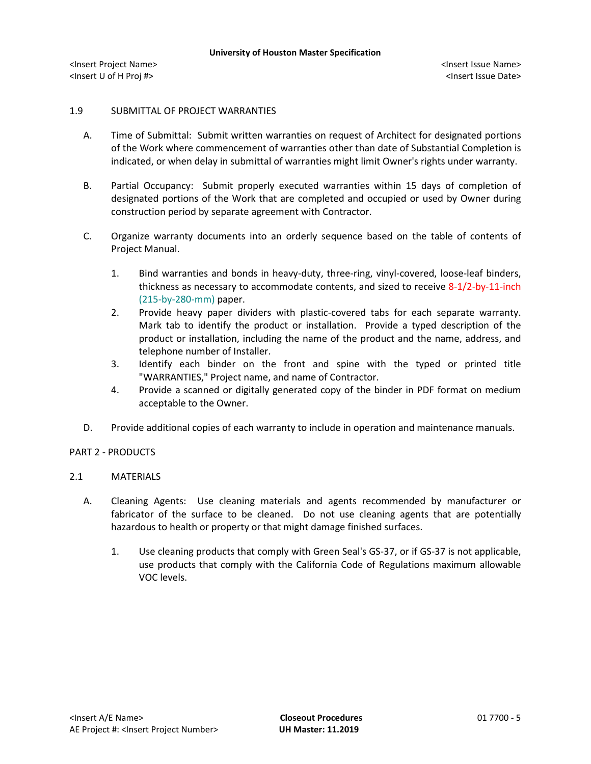1.9 SUBMITTAL OF PROJECT WARRANTIES

A. Time of Submittal: Submit written warranties on request of Architect for designated portions of the Work where commencement of warranties other than date of Substantial Completion is indicated, or when delay in submittal of warranties might limit Owner's rights under warranty.

B. Partial Occupancy: Submit properly executed warranties within 15 days of completion of designated portions of the Work that are completed and occupied or used by Owner during construction period by separate agreement with Contractor.

C. Organize warranty documents into an orderly sequence based on the table of contents of Project Manual.

1. Bind warranties and bonds in heavy-duty, three-ring, vinyl-covered, loose-leaf binders, thickness as necessary to accommodate contents, and sized to receive 8-1/2-by-11-inch (215-by-280-mm) paper.
2. Provide heavy paper dividers with plastic-covered tabs for each separate warranty. Mark tab to identify the product or installation. Provide a typed description of the product or installation, including the name of the product and the name, address, and telephone number of Installer.
3. Identify each binder on the front and spine with the typed or printed title "WARRANTIES," Project name, and name of Contractor.
4. Provide a scanned or digitally generated copy of the binder in PDF format on medium acceptable to the Owner.

D. Provide additional copies of each warranty to include in operation and maintenance manuals.

PART 2 - PRODUCTS

2.1 MATERIALS

A. Cleaning Agents: Use cleaning materials and agents recommended by manufacturer or fabricator of the surface to be cleaned. Do not use cleaning agents that are potentially hazardous to health or property or that might damage finished surfaces.

1. Use cleaning products that comply with Green Seal's GS-37, or if GS-37 is not applicable, use products that comply with the California Code of Regulations maximum allowable VOC levels.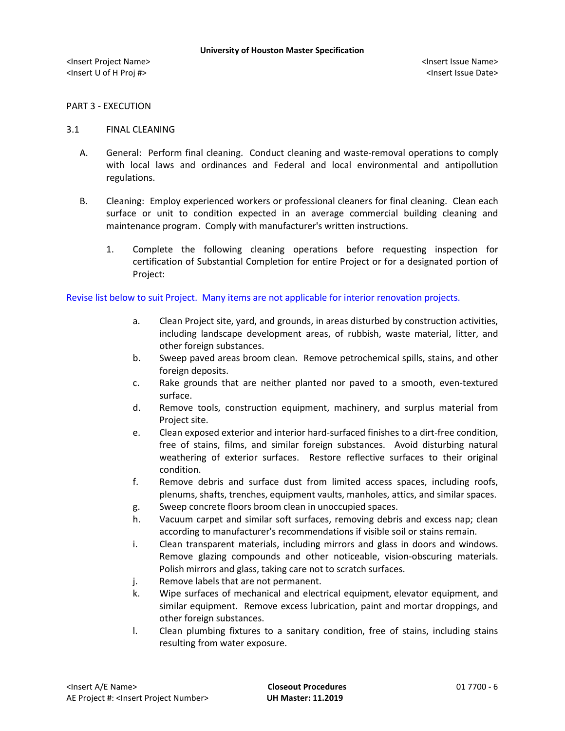PART 3 - EXECUTION

3.1 FINAL CLEANING

A. General: Perform final cleaning. Conduct cleaning and waste-removal operations to comply with local laws and ordinances and Federal and local environmental and antipollution regulations.

B. Cleaning: Employ experienced workers or professional cleaners for final cleaning. Clean each surface or unit to condition expected in an average commercial building cleaning and maintenance program. Comply with manufacturer's written instructions.

1. Complete the following cleaning operations before requesting inspection for certification of Substantial Completion for entire Project or for a designated portion of Project:

Revise list below to suit Project. Many items are not applicable for interior renovation projects.

a. Clean Project site, yard, and grounds, in areas disturbed by construction activities, including landscape development areas, of rubbish, waste material, litter, and other foreign substances.

b. Sweep paved areas broom clean. Remove petrochemical spills, stains, and other foreign deposits.

c. Rake grounds that are neither planted nor paved to a smooth, even-textured surface.

d. Remove tools, construction equipment, machinery, and surplus material from Project site.

e. Clean exposed exterior and interior hard-surfaced finishes to a dirt-free condition, free of stains, films, and similar foreign substances. Avoid disturbing natural weathering of exterior surfaces. Restore reflective surfaces to their original condition.

f. Remove debris and surface dust from limited access spaces, including roofs, plenums, shafts, trenches, equipment vaults, manholes, attics, and similar spaces.

g. Sweep concrete floors broom clean in unoccupied spaces.

h. Vacuum carpet and similar soft surfaces, removing debris and excess nap; clean according to manufacturer's recommendations if visible soil or stains remain.

i. Clean transparent materials, including mirrors and glass in doors and windows. Remove glazing compounds and other noticeable, vision-obscuring materials. Polish mirrors and glass, taking care not to scratch surfaces.

j. Remove labels that are not permanent.

k. Wipe surfaces of mechanical and electrical equipment, elevator equipment, and similar equipment. Remove excess lubrication, paint and mortar droppings, and other foreign substances.

l. Clean plumbing fixtures to a sanitary condition, free of stains, including stains resulting from water exposure.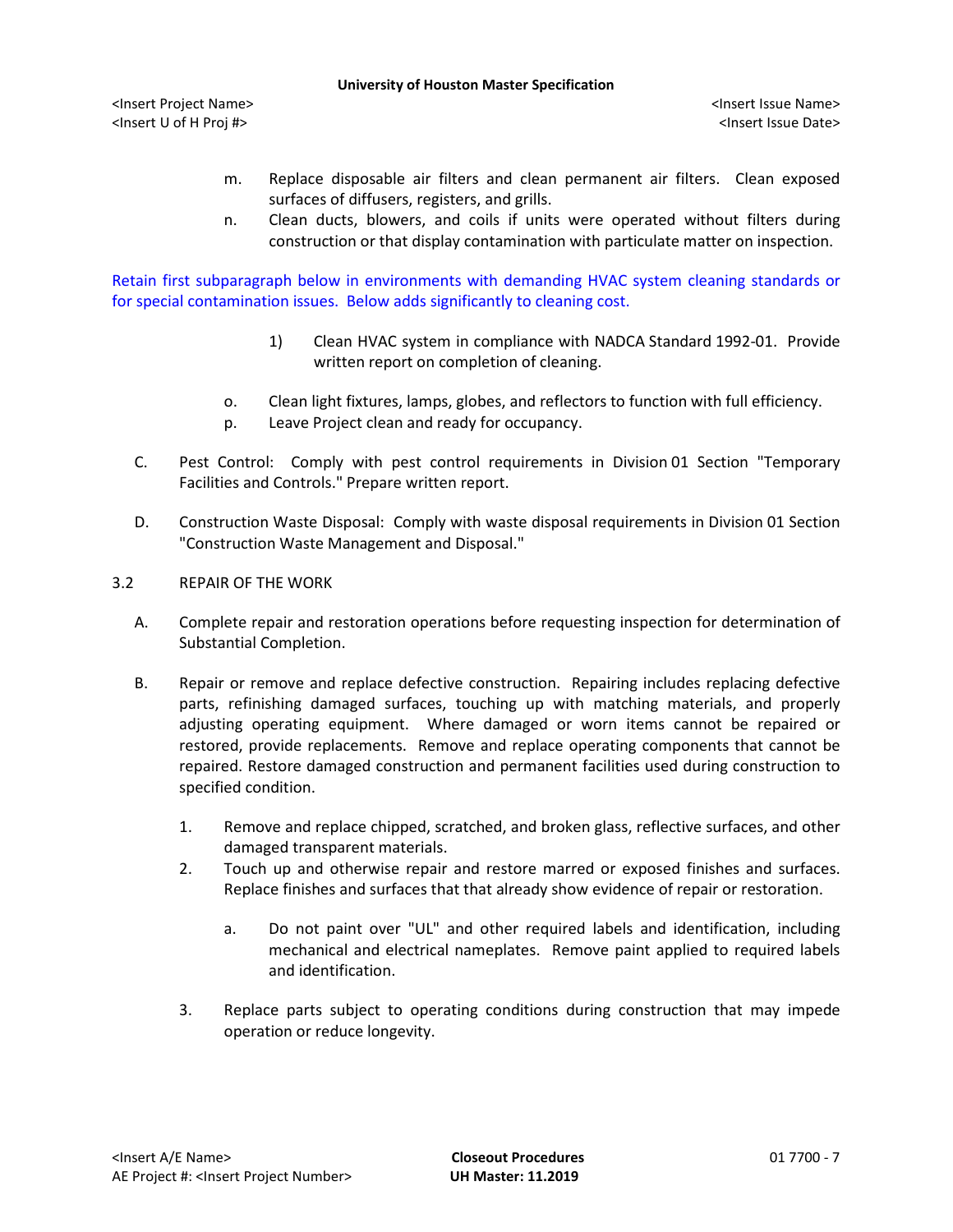m. Replace disposable air filters and clean permanent air filters. Clean exposed surfaces of diffusers, registers, and grills.

n. Clean ducts, blowers, and coils if units were operated without filters during construction or that display contamination with particulate matter on inspection.

Retain first subparagraph below in environments with demanding HVAC system cleaning standards or for special contamination issues. Below adds significantly to cleaning cost.

1) Clean HVAC system in compliance with NADCA Standard 1992-01. Provide written report on completion of cleaning.

o. Clean light fixtures, lamps, globes, and reflectors to function with full efficiency.

p. Leave Project clean and ready for occupancy.

C. Pest Control: Comply with pest control requirements in Division 01 Section "Temporary Facilities and Controls." Prepare written report.

D. Construction Waste Disposal: Comply with waste disposal requirements in Division 01 Section "Construction Waste Management and Disposal."

## 3.2 REPAIR OF THE WORK

A. Complete repair and restoration operations before requesting inspection for determination of Substantial Completion.

B. Repair or remove and replace defective construction. Repairing includes replacing defective parts, refinishing damaged surfaces, touching up with matching materials, and properly adjusting operating equipment. Where damaged or worn items cannot be repaired or restored, provide replacements. Remove and replace operating components that cannot be repaired. Restore damaged construction and permanent facilities used during construction to specified condition.

1. Remove and replace chipped, scratched, and broken glass, reflective surfaces, and other damaged transparent materials.

2. Touch up and otherwise repair and restore marred or exposed finishes and surfaces. Replace finishes and surfaces that that already show evidence of repair or restoration.

   a. Do not paint over "UL" and other required labels and identification, including mechanical and electrical nameplates. Remove paint applied to required labels and identification.

3. Replace parts subject to operating conditions during construction that may impede operation or reduce longevity.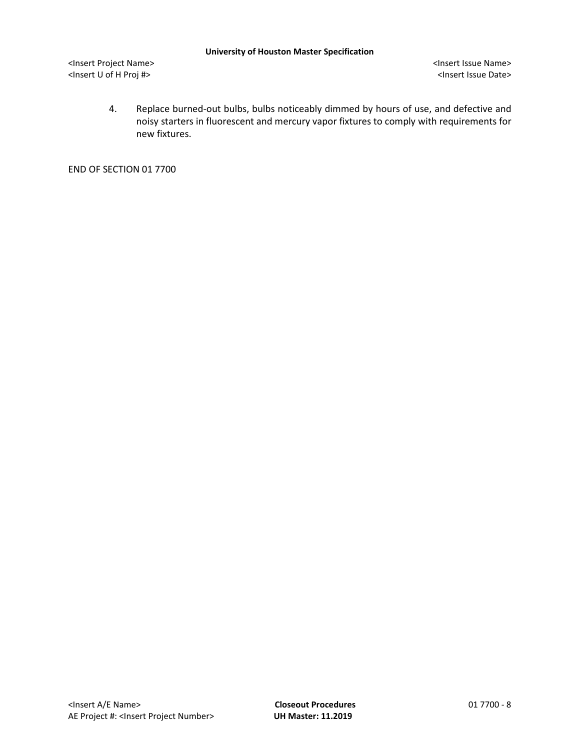4. Replace burned-out bulbs, bulbs noticeably dimmed by hours of use, and defective and noisy starters in fluorescent and mercury vapor fixtures to comply with requirements for new fixtures.

END OF SECTION 01 7700